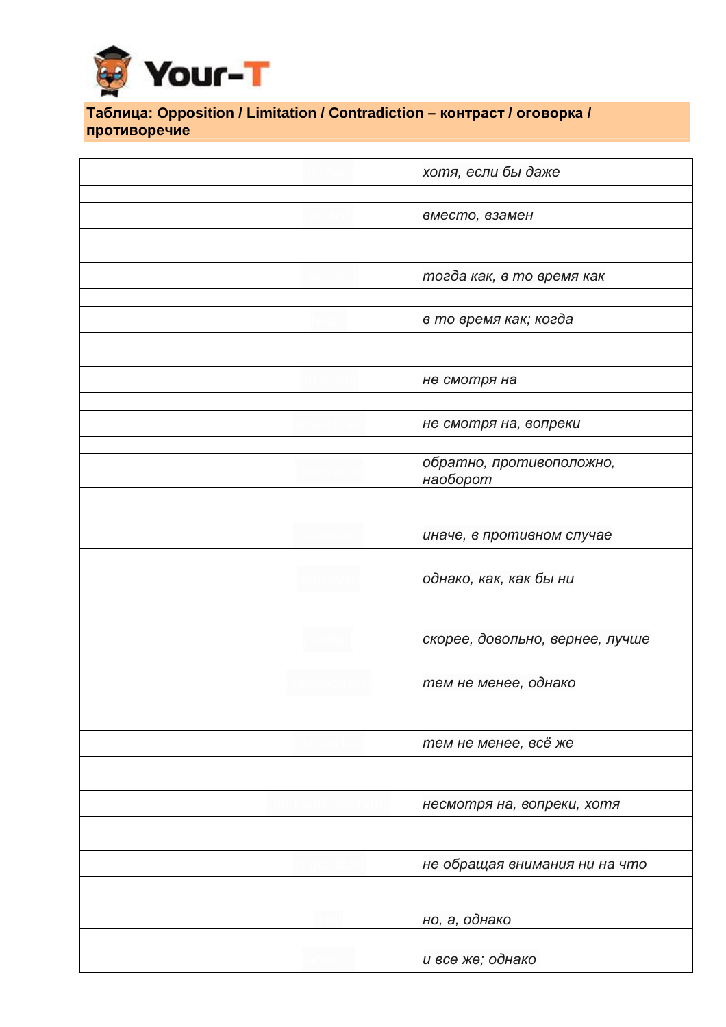Your-T

**Таблица: Opposition / Limitation / Contradiction – контраст / оговорка / противоречие**

| | | |
|---|---|---|
| | | *хотя, если бы даже* |
| | | |
| | | *вместо, взамен* |
| | | |
| | | *тогда как, в то время как* |
| | | |
| | | *в то время как; когда* |
| | | |
| | | *не смотря на* |
| | | |
| | | *не смотря на, вопреки* |
| | | |
| | | *обратно, противоположно, наоборот* |
| | | |
| | | *иначе, в противном случае* |
| | | |
| | | *однако, как, как бы ни* |
| | | |
| | | *скорее, довольно, вернее, лучше* |
| | | |
| | | *тем не менее, однако* |
| | | |
| | | *тем не менее, всё же* |
| | | |
| | | *несмотря на, вопреки, хотя* |
| | | |
| | | *не обращая внимания ни на что* |
| | | |
| | | *но, а, однако* |
| | | |
| | | *и все же; однако* |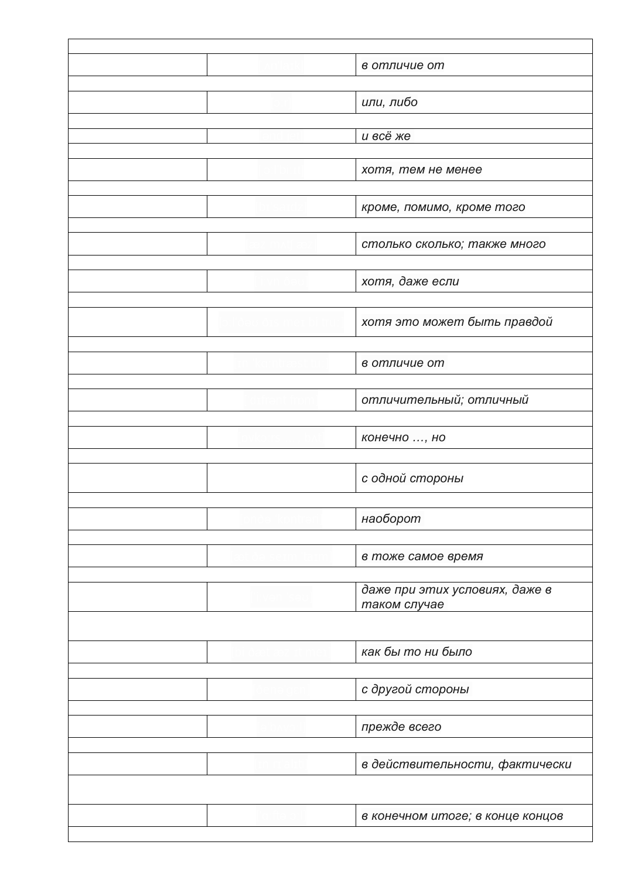| | | |
|---|---|---|
| | | в отличие от |
| | | |
| | | или, либо |
| | | |
| | | и всё же |
| | | |
| | | хотя, тем не менее |
| | | |
| | | кроме, помимо, кроме того |
| | | |
| | | столько сколько; также много |
| | | |
| | | хотя, даже если |
| | | |
| | | хотя это может быть правдой |
| | | |
| | | в отличие от |
| | | |
| | | отличительный; отличный |
| | | |
| | | конечно …, но |
| | | |
| | | с одной стороны |
| | | |
| | | наоборот |
| | | |
| | | в тоже самое время |
| | | |
| | | даже при этих условиях, даже в таком случае |
| | | |
| | | как бы то ни было |
| | | |
| | | с другой стороны |
| | | |
| | | прежде всего |
| | | |
| | | в действительности, фактически |
| | | |
| | | в конечном итоге; в конце концов |
| | | |